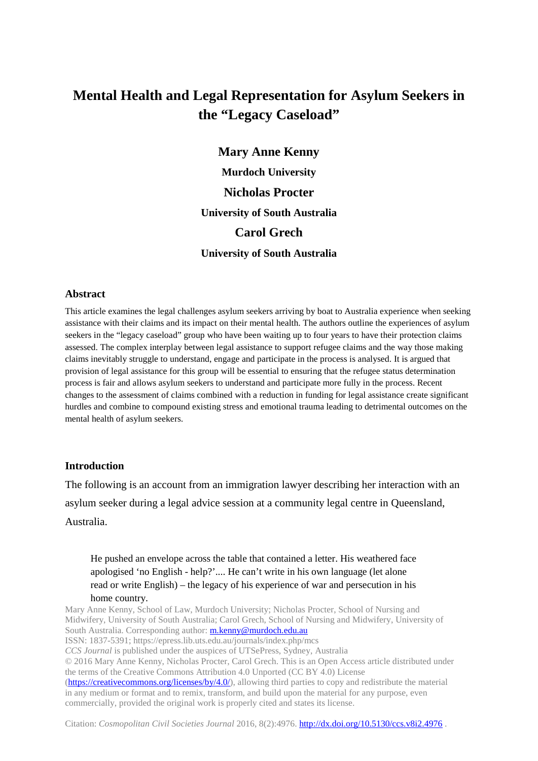# Mental Health and Legal Representation for Asylum Seekers in the "Legacy Caseload"

**Mary Anne Kenny**

**Murdoch University**

**Nicholas Procter**

**University of South Australia**

**Carol Grech**

**University of South Australia**

## Abstract

This article examines the legal challenges asylum seekers arriving by boat to Australia experience when seeking assistance with their claims and its impact on their mental health. The authors outline the experiences of asylum seekers in the "legacy caseload" group who have been waiting up to four years to have their protection claims assessed. The complex interplay between legal assistance to support refugee claims and the way those making claims inevitably struggle to understand, engage and participate in the process is analysed. It is argued that provision of legal assistance for this group will be essential to ensuring that the refugee status determination process is fair and allows asylum seekers to understand and participate more fully in the process. Recent changes to the assessment of claims combined with a reduction in funding for legal assistance create significant hurdles and combine to compound existing stress and emotional trauma leading to detrimental outcomes on the mental health of asylum seekers.

## Introduction

The following is an account from an immigration lawyer describing her interaction with an asylum seeker during a legal advice session at a community legal centre in Queensland, Australia.

> He pushed an envelope across the table that contained a letter. His weathered face apologised 'no English - help?'.... He can't write in his own language (let alone read or write English) – the legacy of his experience of war and persecution in his home country.

Mary Anne Kenny, School of Law, Murdoch University; Nicholas Procter, School of Nursing and Midwifery, University of South Australia; Carol Grech, School of Nursing and Midwifery, University of South Australia. Corresponding author: m.kenny@murdoch.edu.au

ISSN: 1837-5391; https://epress.lib.uts.edu.au/journals/index.php/mcs

*CCS Journal* is published under the auspices of UTSePress, Sydney, Australia

© 2016 Mary Anne Kenny, Nicholas Procter, Carol Grech. This is an Open Access article distributed under the terms of the Creative Commons Attribution 4.0 Unported (CC BY 4.0) License (https://creativecommons.org/licenses/by/4.0/), allowing third parties to copy and redistribute the material in any medium or format and to remix, transform, and build upon the material for any purpose, even commercially, provided the original work is properly cited and states its license.

Citation: *Cosmopolitan Civil Societies Journal* 2016, 8(2):4976. http://dx.doi.org/10.5130/ccs.v8i2.4976 .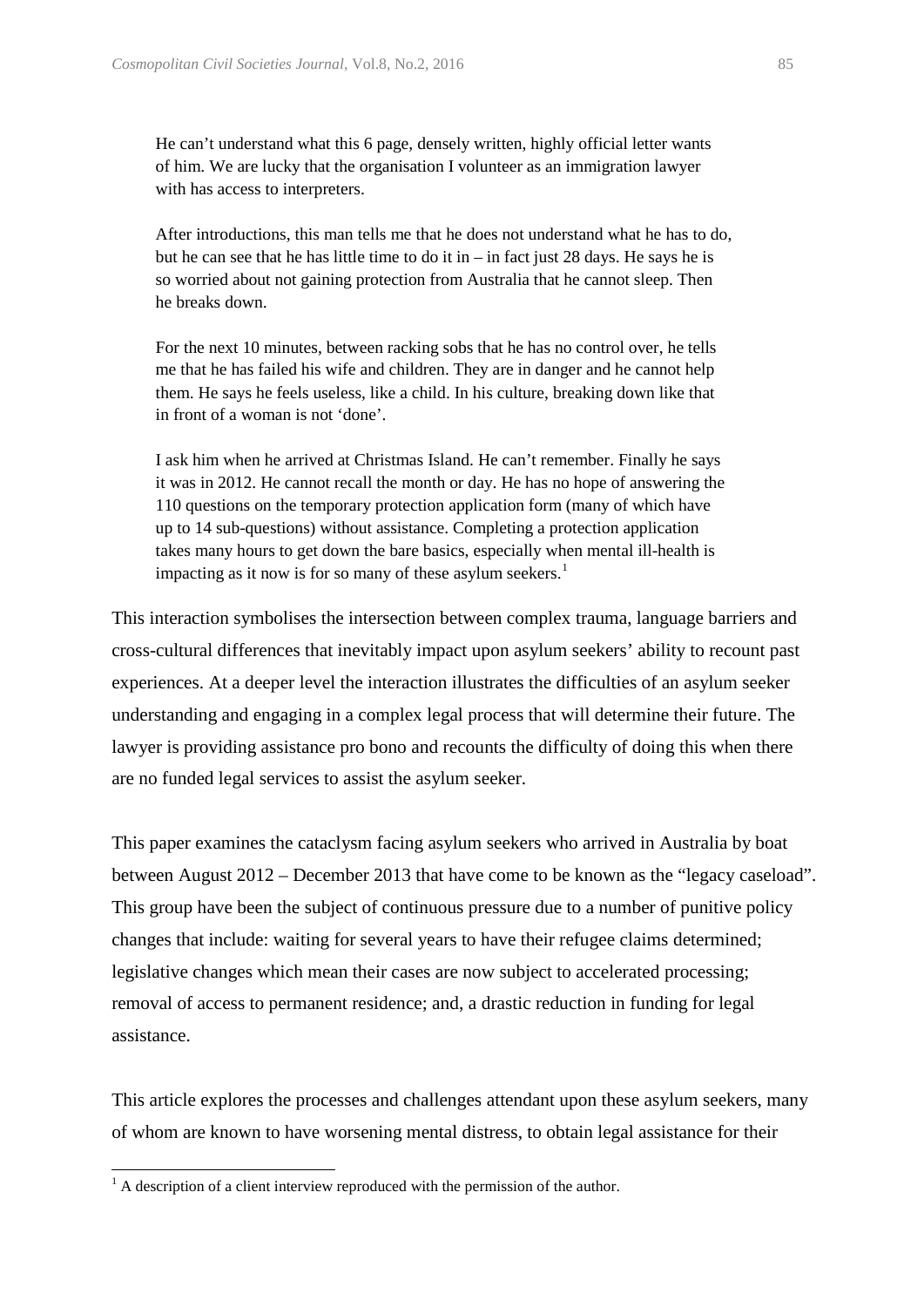> He can't understand what this 6 page, densely written, highly official letter wants of him. We are lucky that the organisation I volunteer as an immigration lawyer with has access to interpreters.
>
> After introductions, this man tells me that he does not understand what he has to do, but he can see that he has little time to do it in – in fact just 28 days. He says he is so worried about not gaining protection from Australia that he cannot sleep. Then he breaks down.
>
> For the next 10 minutes, between racking sobs that he has no control over, he tells me that he has failed his wife and children. They are in danger and he cannot help them. He says he feels useless, like a child. In his culture, breaking down like that in front of a woman is not 'done'.
>
> I ask him when he arrived at Christmas Island. He can't remember. Finally he says it was in 2012. He cannot recall the month or day. He has no hope of answering the 110 questions on the temporary protection application form (many of which have up to 14 sub-questions) without assistance. Completing a protection application takes many hours to get down the bare basics, especially when mental ill-health is impacting as it now is for so many of these asylum seekers.[1]

This interaction symbolises the intersection between complex trauma, language barriers and cross-cultural differences that inevitably impact upon asylum seekers' ability to recount past experiences. At a deeper level the interaction illustrates the difficulties of an asylum seeker understanding and engaging in a complex legal process that will determine their future. The lawyer is providing assistance pro bono and recounts the difficulty of doing this when there are no funded legal services to assist the asylum seeker.

This paper examines the cataclysm facing asylum seekers who arrived in Australia by boat between August 2012 – December 2013 that have come to be known as the "legacy caseload". This group have been the subject of continuous pressure due to a number of punitive policy changes that include: waiting for several years to have their refugee claims determined; legislative changes which mean their cases are now subject to accelerated processing; removal of access to permanent residence; and, a drastic reduction in funding for legal assistance.

This article explores the processes and challenges attendant upon these asylum seekers, many of whom are known to have worsening mental distress, to obtain legal assistance for their

[1] A description of a client interview reproduced with the permission of the author.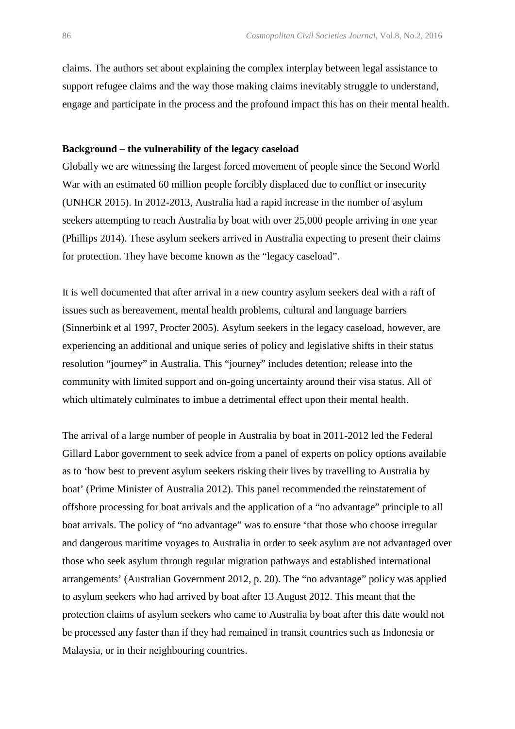claims. The authors set about explaining the complex interplay between legal assistance to support refugee claims and the way those making claims inevitably struggle to understand, engage and participate in the process and the profound impact this has on their mental health.

**Background – the vulnerability of the legacy caseload**

Globally we are witnessing the largest forced movement of people since the Second World War with an estimated 60 million people forcibly displaced due to conflict or insecurity (UNHCR 2015). In 2012-2013, Australia had a rapid increase in the number of asylum seekers attempting to reach Australia by boat with over 25,000 people arriving in one year (Phillips 2014). These asylum seekers arrived in Australia expecting to present their claims for protection. They have become known as the "legacy caseload".

It is well documented that after arrival in a new country asylum seekers deal with a raft of issues such as bereavement, mental health problems, cultural and language barriers (Sinnerbink et al 1997, Procter 2005). Asylum seekers in the legacy caseload, however, are experiencing an additional and unique series of policy and legislative shifts in their status resolution "journey" in Australia. This "journey" includes detention; release into the community with limited support and on-going uncertainty around their visa status. All of which ultimately culminates to imbue a detrimental effect upon their mental health.

The arrival of a large number of people in Australia by boat in 2011-2012 led the Federal Gillard Labor government to seek advice from a panel of experts on policy options available as to 'how best to prevent asylum seekers risking their lives by travelling to Australia by boat' (Prime Minister of Australia 2012). This panel recommended the reinstatement of offshore processing for boat arrivals and the application of a "no advantage" principle to all boat arrivals. The policy of "no advantage" was to ensure 'that those who choose irregular and dangerous maritime voyages to Australia in order to seek asylum are not advantaged over those who seek asylum through regular migration pathways and established international arrangements' (Australian Government 2012, p. 20). The "no advantage" policy was applied to asylum seekers who had arrived by boat after 13 August 2012. This meant that the protection claims of asylum seekers who came to Australia by boat after this date would not be processed any faster than if they had remained in transit countries such as Indonesia or Malaysia, or in their neighbouring countries.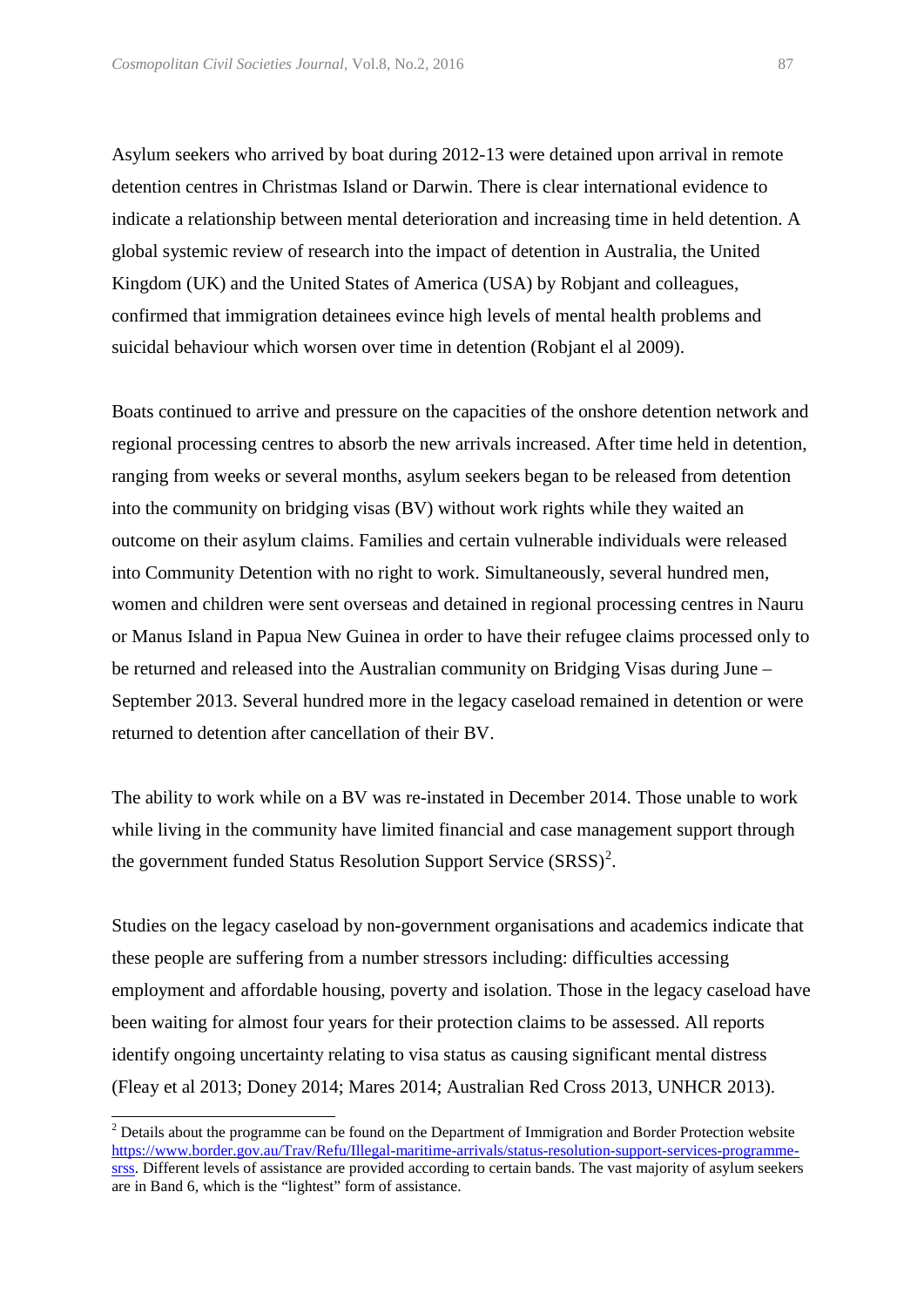Asylum seekers who arrived by boat during 2012-13 were detained upon arrival in remote detention centres in Christmas Island or Darwin. There is clear international evidence to indicate a relationship between mental deterioration and increasing time in held detention. A global systemic review of research into the impact of detention in Australia, the United Kingdom (UK) and the United States of America (USA) by Robjant and colleagues, confirmed that immigration detainees evince high levels of mental health problems and suicidal behaviour which worsen over time in detention (Robjant el al 2009).

Boats continued to arrive and pressure on the capacities of the onshore detention network and regional processing centres to absorb the new arrivals increased. After time held in detention, ranging from weeks or several months, asylum seekers began to be released from detention into the community on bridging visas (BV) without work rights while they waited an outcome on their asylum claims. Families and certain vulnerable individuals were released into Community Detention with no right to work. Simultaneously, several hundred men, women and children were sent overseas and detained in regional processing centres in Nauru or Manus Island in Papua New Guinea in order to have their refugee claims processed only to be returned and released into the Australian community on Bridging Visas during June – September 2013. Several hundred more in the legacy caseload remained in detention or were returned to detention after cancellation of their BV.

The ability to work while on a BV was re-instated in December 2014. Those unable to work while living in the community have limited financial and case management support through the government funded Status Resolution Support Service (SRSS)[2].

Studies on the legacy caseload by non-government organisations and academics indicate that these people are suffering from a number stressors including: difficulties accessing employment and affordable housing, poverty and isolation. Those in the legacy caseload have been waiting for almost four years for their protection claims to be assessed. All reports identify ongoing uncertainty relating to visa status as causing significant mental distress (Fleay et al 2013; Doney 2014; Mares 2014; Australian Red Cross 2013, UNHCR 2013).

---

[2] Details about the programme can be found on the Department of Immigration and Border Protection website https://www.border.gov.au/Trav/Refu/Illegal-maritime-arrivals/status-resolution-support-services-programme-srss. Different levels of assistance are provided according to certain bands. The vast majority of asylum seekers are in Band 6, which is the "lightest" form of assistance.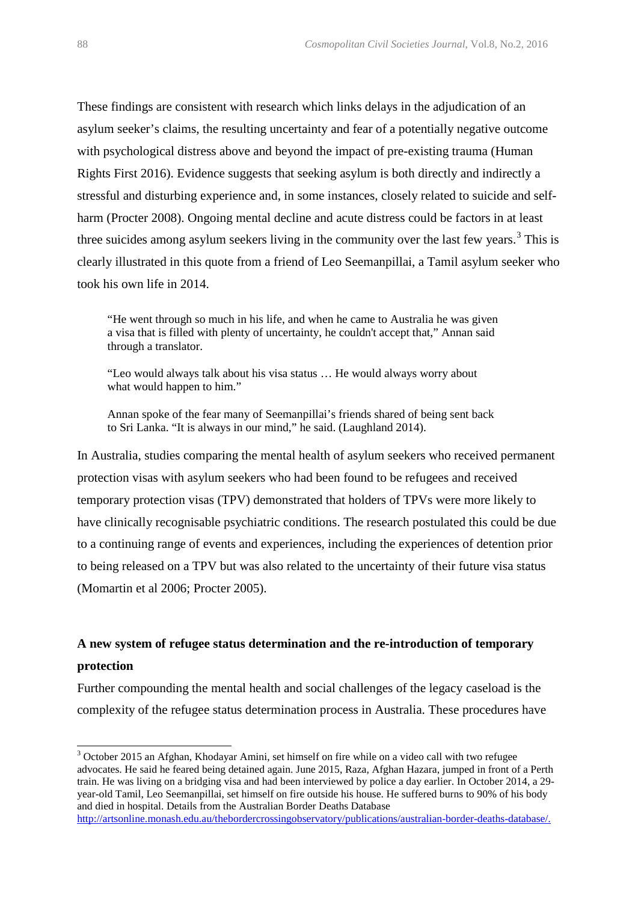These findings are consistent with research which links delays in the adjudication of an asylum seeker's claims, the resulting uncertainty and fear of a potentially negative outcome with psychological distress above and beyond the impact of pre-existing trauma (Human Rights First 2016). Evidence suggests that seeking asylum is both directly and indirectly a stressful and disturbing experience and, in some instances, closely related to suicide and self-harm (Procter 2008). Ongoing mental decline and acute distress could be factors in at least three suicides among asylum seekers living in the community over the last few years.[3] This is clearly illustrated in this quote from a friend of Leo Seemanpillai, a Tamil asylum seeker who took his own life in 2014.

> "He went through so much in his life, and when he came to Australia he was given a visa that is filled with plenty of uncertainty, he couldn't accept that," Annan said through a translator.
>
> "Leo would always talk about his visa status … He would always worry about what would happen to him."
>
> Annan spoke of the fear many of Seemanpillai's friends shared of being sent back to Sri Lanka. "It is always in our mind," he said. (Laughland 2014).

In Australia, studies comparing the mental health of asylum seekers who received permanent protection visas with asylum seekers who had been found to be refugees and received temporary protection visas (TPV) demonstrated that holders of TPVs were more likely to have clinically recognisable psychiatric conditions. The research postulated this could be due to a continuing range of events and experiences, including the experiences of detention prior to being released on a TPV but was also related to the uncertainty of their future visa status (Momartin et al 2006; Procter 2005).

## A new system of refugee status determination and the re-introduction of temporary protection

Further compounding the mental health and social challenges of the legacy caseload is the complexity of the refugee status determination process in Australia. These procedures have

---

[3] October 2015 an Afghan, Khodayar Amini, set himself on fire while on a video call with two refugee advocates. He said he feared being detained again. June 2015, Raza, Afghan Hazara, jumped in front of a Perth train. He was living on a bridging visa and had been interviewed by police a day earlier. In October 2014, a 29-year-old Tamil, Leo Seemanpillai, set himself on fire outside his house. He suffered burns to 90% of his body and died in hospital. Details from the Australian Border Deaths Database http://artsonline.monash.edu.au/thebordercrossingobservatory/publications/australian-border-deaths-database/.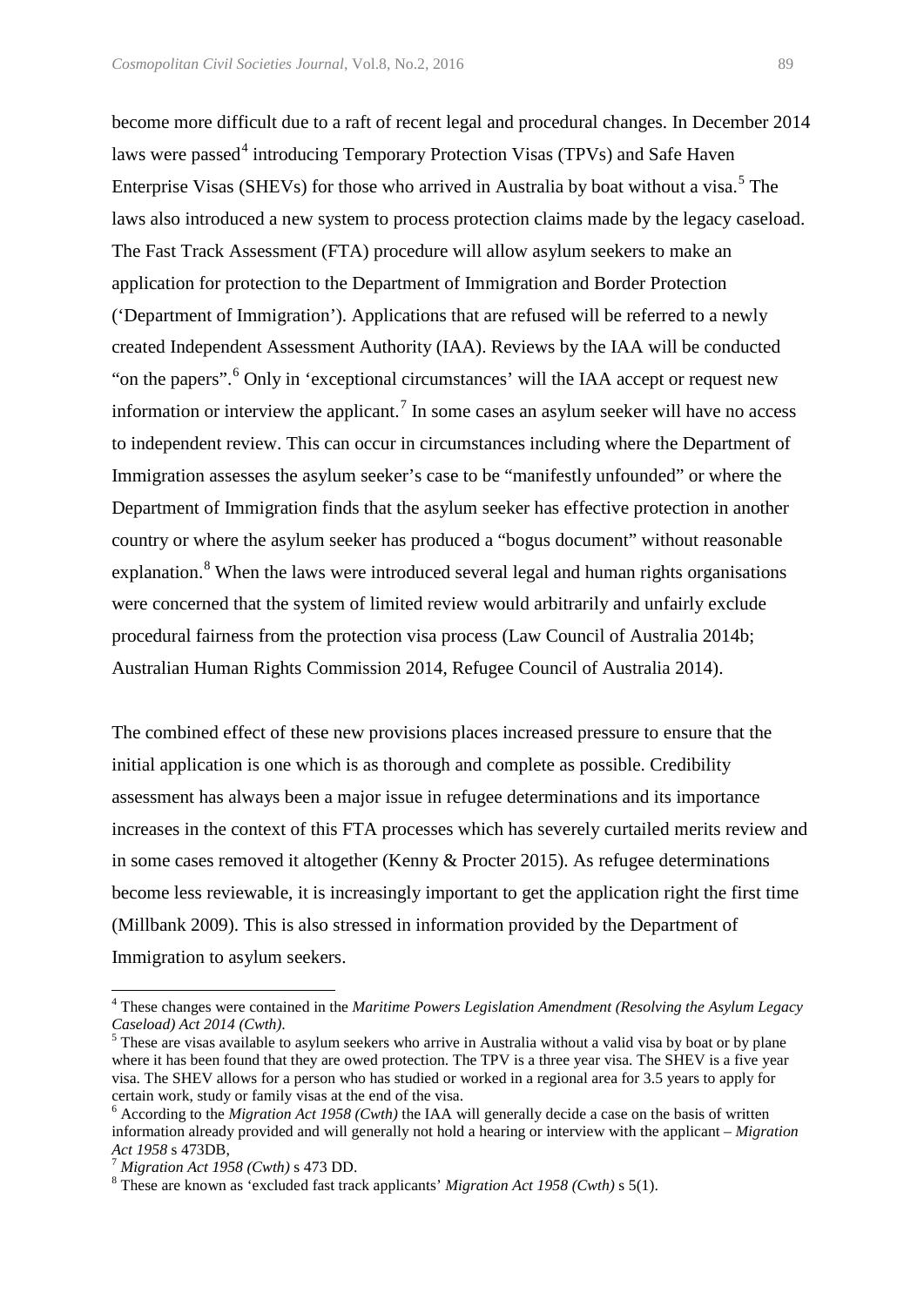become more difficult due to a raft of recent legal and procedural changes. In December 2014 laws were passed[4] introducing Temporary Protection Visas (TPVs) and Safe Haven Enterprise Visas (SHEVs) for those who arrived in Australia by boat without a visa.[5] The laws also introduced a new system to process protection claims made by the legacy caseload. The Fast Track Assessment (FTA) procedure will allow asylum seekers to make an application for protection to the Department of Immigration and Border Protection ('Department of Immigration'). Applications that are refused will be referred to a newly created Independent Assessment Authority (IAA). Reviews by the IAA will be conducted "on the papers".[6] Only in 'exceptional circumstances' will the IAA accept or request new information or interview the applicant.[7] In some cases an asylum seeker will have no access to independent review. This can occur in circumstances including where the Department of Immigration assesses the asylum seeker's case to be "manifestly unfounded" or where the Department of Immigration finds that the asylum seeker has effective protection in another country or where the asylum seeker has produced a "bogus document" without reasonable explanation.[8] When the laws were introduced several legal and human rights organisations were concerned that the system of limited review would arbitrarily and unfairly exclude procedural fairness from the protection visa process (Law Council of Australia 2014b; Australian Human Rights Commission 2014, Refugee Council of Australia 2014).

The combined effect of these new provisions places increased pressure to ensure that the initial application is one which is as thorough and complete as possible. Credibility assessment has always been a major issue in refugee determinations and its importance increases in the context of this FTA processes which has severely curtailed merits review and in some cases removed it altogether (Kenny & Procter 2015). As refugee determinations become less reviewable, it is increasingly important to get the application right the first time (Millbank 2009). This is also stressed in information provided by the Department of Immigration to asylum seekers.

---

[4] These changes were contained in the *Maritime Powers Legislation Amendment (Resolving the Asylum Legacy Caseload) Act 2014 (Cwth).*

[5] These are visas available to asylum seekers who arrive in Australia without a valid visa by boat or by plane where it has been found that they are owed protection. The TPV is a three year visa. The SHEV is a five year visa. The SHEV allows for a person who has studied or worked in a regional area for 3.5 years to apply for certain work, study or family visas at the end of the visa.

[6] According to the *Migration Act 1958 (Cwth)* the IAA will generally decide a case on the basis of written information already provided and will generally not hold a hearing or interview with the applicant – *Migration Act 1958* s 473DB,

[7] *Migration Act 1958 (Cwth)* s 473 DD.

[8] These are known as 'excluded fast track applicants' *Migration Act 1958 (Cwth)* s 5(1).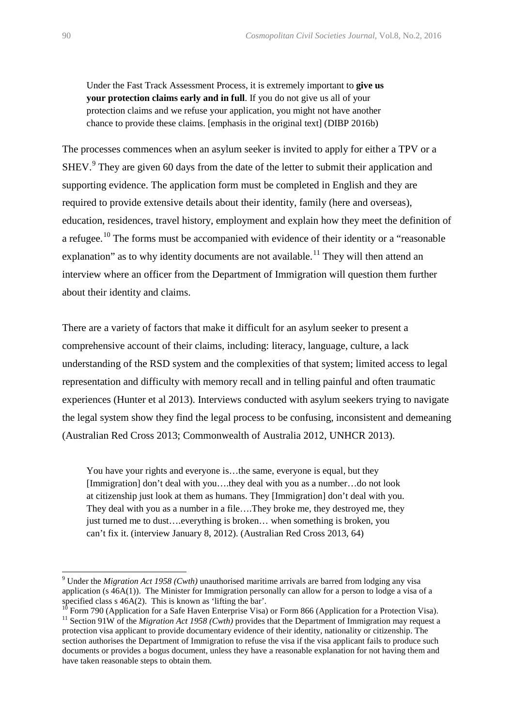> Under the Fast Track Assessment Process, it is extremely important to **give us your protection claims early and in full**. If you do not give us all of your protection claims and we refuse your application, you might not have another chance to provide these claims. [emphasis in the original text] (DIBP 2016b)

The processes commences when an asylum seeker is invited to apply for either a TPV or a SHEV.[9] They are given 60 days from the date of the letter to submit their application and supporting evidence. The application form must be completed in English and they are required to provide extensive details about their identity, family (here and overseas), education, residences, travel history, employment and explain how they meet the definition of a refugee.[10] The forms must be accompanied with evidence of their identity or a "reasonable explanation" as to why identity documents are not available.[11] They will then attend an interview where an officer from the Department of Immigration will question them further about their identity and claims.

There are a variety of factors that make it difficult for an asylum seeker to present a comprehensive account of their claims, including: literacy, language, culture, a lack understanding of the RSD system and the complexities of that system; limited access to legal representation and difficulty with memory recall and in telling painful and often traumatic experiences (Hunter et al 2013). Interviews conducted with asylum seekers trying to navigate the legal system show they find the legal process to be confusing, inconsistent and demeaning (Australian Red Cross 2013; Commonwealth of Australia 2012, UNHCR 2013).

> You have your rights and everyone is…the same, everyone is equal, but they [Immigration] don't deal with you….they deal with you as a number…do not look at citizenship just look at them as humans. They [Immigration] don't deal with you. They deal with you as a number in a file….They broke me, they destroyed me, they just turned me to dust….everything is broken… when something is broken, you can't fix it. (interview January 8, 2012). (Australian Red Cross 2013, 64)

---

[9] Under the *Migration Act 1958 (Cwth)* unauthorised maritime arrivals are barred from lodging any visa application (s 46A(1)). The Minister for Immigration personally can allow for a person to lodge a visa of a specified class s 46A(2). This is known as 'lifting the bar'.

[10] Form 790 (Application for a Safe Haven Enterprise Visa) or Form 866 (Application for a Protection Visa).

[11] Section 91W of the *Migration Act 1958 (Cwth)* provides that the Department of Immigration may request a protection visa applicant to provide documentary evidence of their identity, nationality or citizenship. The section authorises the Department of Immigration to refuse the visa if the visa applicant fails to produce such documents or provides a bogus document, unless they have a reasonable explanation for not having them and have taken reasonable steps to obtain them.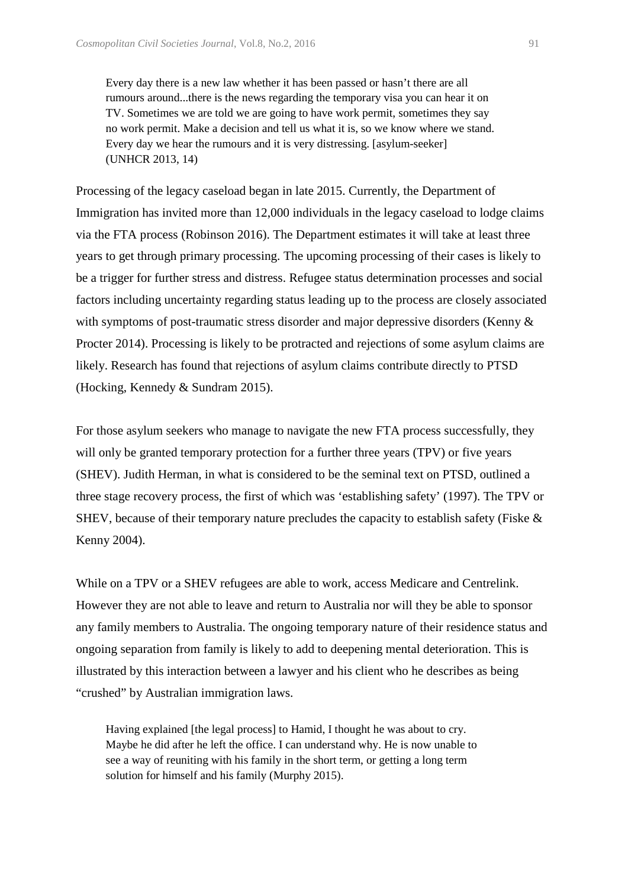> Every day there is a new law whether it has been passed or hasn't there are all rumours around...there is the news regarding the temporary visa you can hear it on TV. Sometimes we are told we are going to have work permit, sometimes they say no work permit. Make a decision and tell us what it is, so we know where we stand. Every day we hear the rumours and it is very distressing. [asylum-seeker] (UNHCR 2013, 14)

Processing of the legacy caseload began in late 2015. Currently, the Department of Immigration has invited more than 12,000 individuals in the legacy caseload to lodge claims via the FTA process (Robinson 2016). The Department estimates it will take at least three years to get through primary processing. The upcoming processing of their cases is likely to be a trigger for further stress and distress. Refugee status determination processes and social factors including uncertainty regarding status leading up to the process are closely associated with symptoms of post-traumatic stress disorder and major depressive disorders (Kenny & Procter 2014). Processing is likely to be protracted and rejections of some asylum claims are likely. Research has found that rejections of asylum claims contribute directly to PTSD (Hocking, Kennedy & Sundram 2015).

For those asylum seekers who manage to navigate the new FTA process successfully, they will only be granted temporary protection for a further three years (TPV) or five years (SHEV). Judith Herman, in what is considered to be the seminal text on PTSD, outlined a three stage recovery process, the first of which was 'establishing safety' (1997). The TPV or SHEV, because of their temporary nature precludes the capacity to establish safety (Fiske & Kenny 2004).

While on a TPV or a SHEV refugees are able to work, access Medicare and Centrelink. However they are not able to leave and return to Australia nor will they be able to sponsor any family members to Australia. The ongoing temporary nature of their residence status and ongoing separation from family is likely to add to deepening mental deterioration. This is illustrated by this interaction between a lawyer and his client who he describes as being "crushed" by Australian immigration laws.

> Having explained [the legal process] to Hamid, I thought he was about to cry. Maybe he did after he left the office. I can understand why. He is now unable to see a way of reuniting with his family in the short term, or getting a long term solution for himself and his family (Murphy 2015).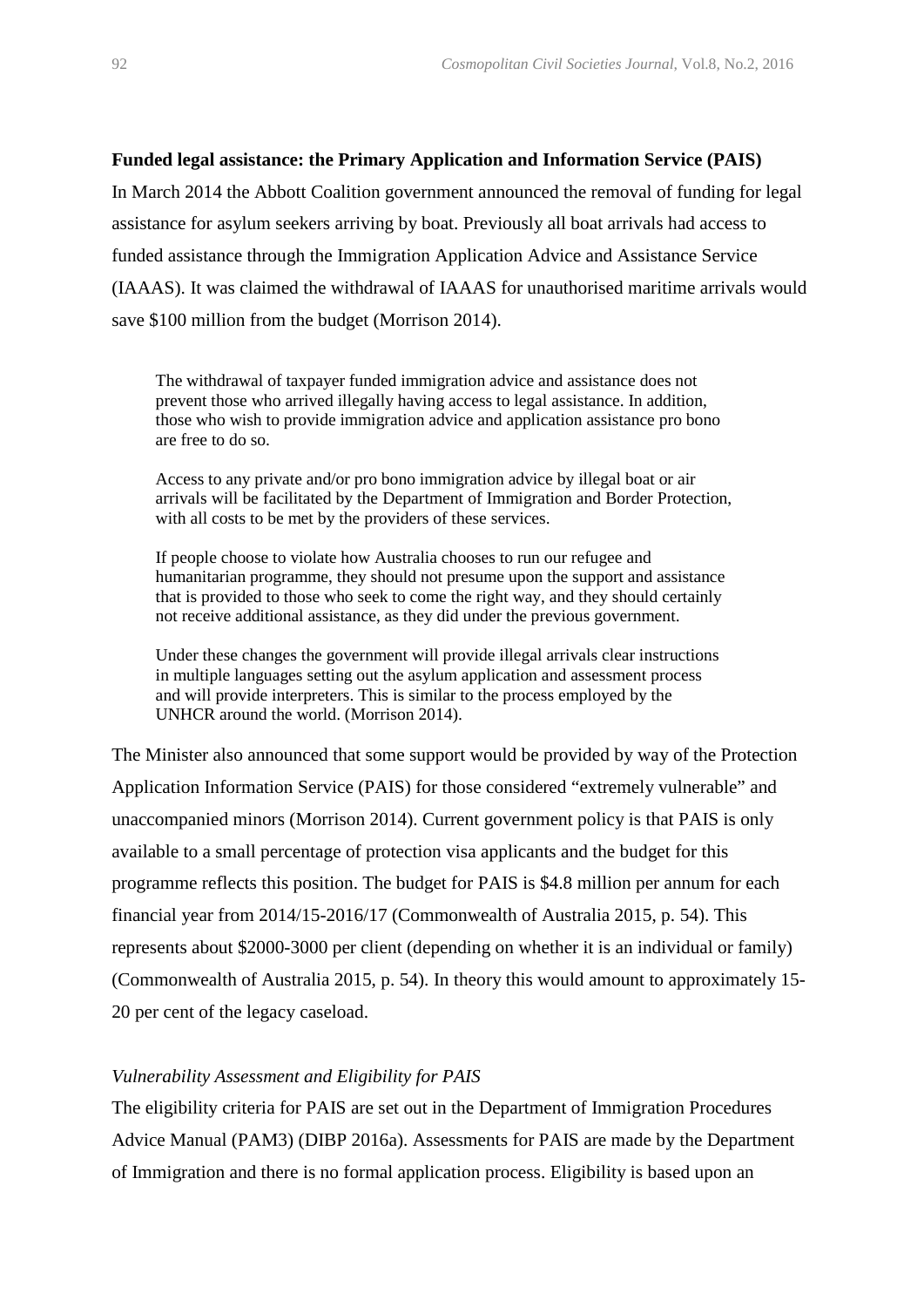**Funded legal assistance: the Primary Application and Information Service (PAIS)**

In March 2014 the Abbott Coalition government announced the removal of funding for legal assistance for asylum seekers arriving by boat. Previously all boat arrivals had access to funded assistance through the Immigration Application Advice and Assistance Service (IAAAS). It was claimed the withdrawal of IAAAS for unauthorised maritime arrivals would save $100 million from the budget (Morrison 2014).

> The withdrawal of taxpayer funded immigration advice and assistance does not prevent those who arrived illegally having access to legal assistance. In addition, those who wish to provide immigration advice and application assistance pro bono are free to do so.
>
> Access to any private and/or pro bono immigration advice by illegal boat or air arrivals will be facilitated by the Department of Immigration and Border Protection, with all costs to be met by the providers of these services.
>
> If people choose to violate how Australia chooses to run our refugee and humanitarian programme, they should not presume upon the support and assistance that is provided to those who seek to come the right way, and they should certainly not receive additional assistance, as they did under the previous government.
>
> Under these changes the government will provide illegal arrivals clear instructions in multiple languages setting out the asylum application and assessment process and will provide interpreters. This is similar to the process employed by the UNHCR around the world. (Morrison 2014).

The Minister also announced that some support would be provided by way of the Protection Application Information Service (PAIS) for those considered “extremely vulnerable” and unaccompanied minors (Morrison 2014). Current government policy is that PAIS is only available to a small percentage of protection visa applicants and the budget for this programme reflects this position. The budget for PAIS is $4.8 million per annum for each financial year from 2014/15-2016/17 (Commonwealth of Australia 2015, p. 54). This represents about $2000-3000 per client (depending on whether it is an individual or family) (Commonwealth of Australia 2015, p. 54). In theory this would amount to approximately 15-20 per cent of the legacy caseload.

*Vulnerability Assessment and Eligibility for PAIS*

The eligibility criteria for PAIS are set out in the Department of Immigration Procedures Advice Manual (PAM3) (DIBP 2016a). Assessments for PAIS are made by the Department of Immigration and there is no formal application process. Eligibility is based upon an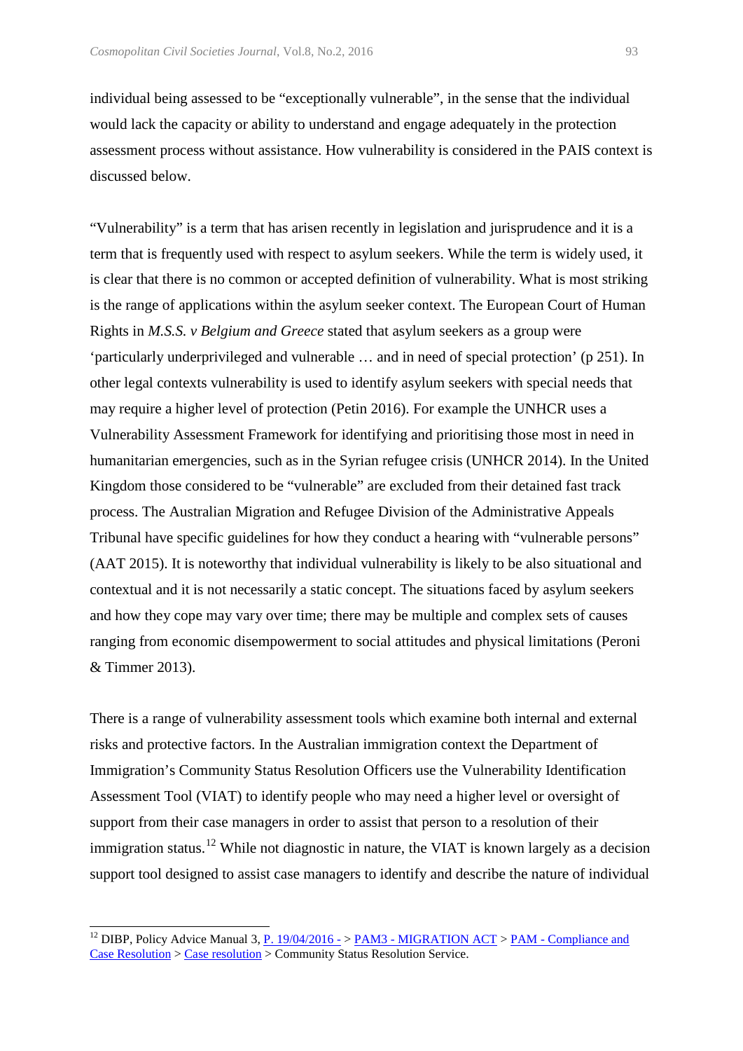individual being assessed to be “exceptionally vulnerable”, in the sense that the individual would lack the capacity or ability to understand and engage adequately in the protection assessment process without assistance. How vulnerability is considered in the PAIS context is discussed below.

“Vulnerability” is a term that has arisen recently in legislation and jurisprudence and it is a term that is frequently used with respect to asylum seekers. While the term is widely used, it is clear that there is no common or accepted definition of vulnerability. What is most striking is the range of applications within the asylum seeker context. The European Court of Human Rights in *M.S.S. v Belgium and Greece* stated that asylum seekers as a group were ‘particularly underprivileged and vulnerable … and in need of special protection’ (p 251). In other legal contexts vulnerability is used to identify asylum seekers with special needs that may require a higher level of protection (Petin 2016). For example the UNHCR uses a Vulnerability Assessment Framework for identifying and prioritising those most in need in humanitarian emergencies, such as in the Syrian refugee crisis (UNHCR 2014). In the United Kingdom those considered to be “vulnerable” are excluded from their detained fast track process. The Australian Migration and Refugee Division of the Administrative Appeals Tribunal have specific guidelines for how they conduct a hearing with “vulnerable persons” (AAT 2015). It is noteworthy that individual vulnerability is likely to be also situational and contextual and it is not necessarily a static concept. The situations faced by asylum seekers and how they cope may vary over time; there may be multiple and complex sets of causes ranging from economic disempowerment to social attitudes and physical limitations (Peroni & Timmer 2013).

There is a range of vulnerability assessment tools which examine both internal and external risks and protective factors. In the Australian immigration context the Department of Immigration’s Community Status Resolution Officers use the Vulnerability Identification Assessment Tool (VIAT) to identify people who may need a higher level or oversight of support from their case managers in order to assist that person to a resolution of their immigration status.[12] While not diagnostic in nature, the VIAT is known largely as a decision support tool designed to assist case managers to identify and describe the nature of individual

[12] DIBP, Policy Advice Manual 3, P. 19/04/2016 - > PAM3 - MIGRATION ACT > PAM - Compliance and Case Resolution > Case resolution > Community Status Resolution Service.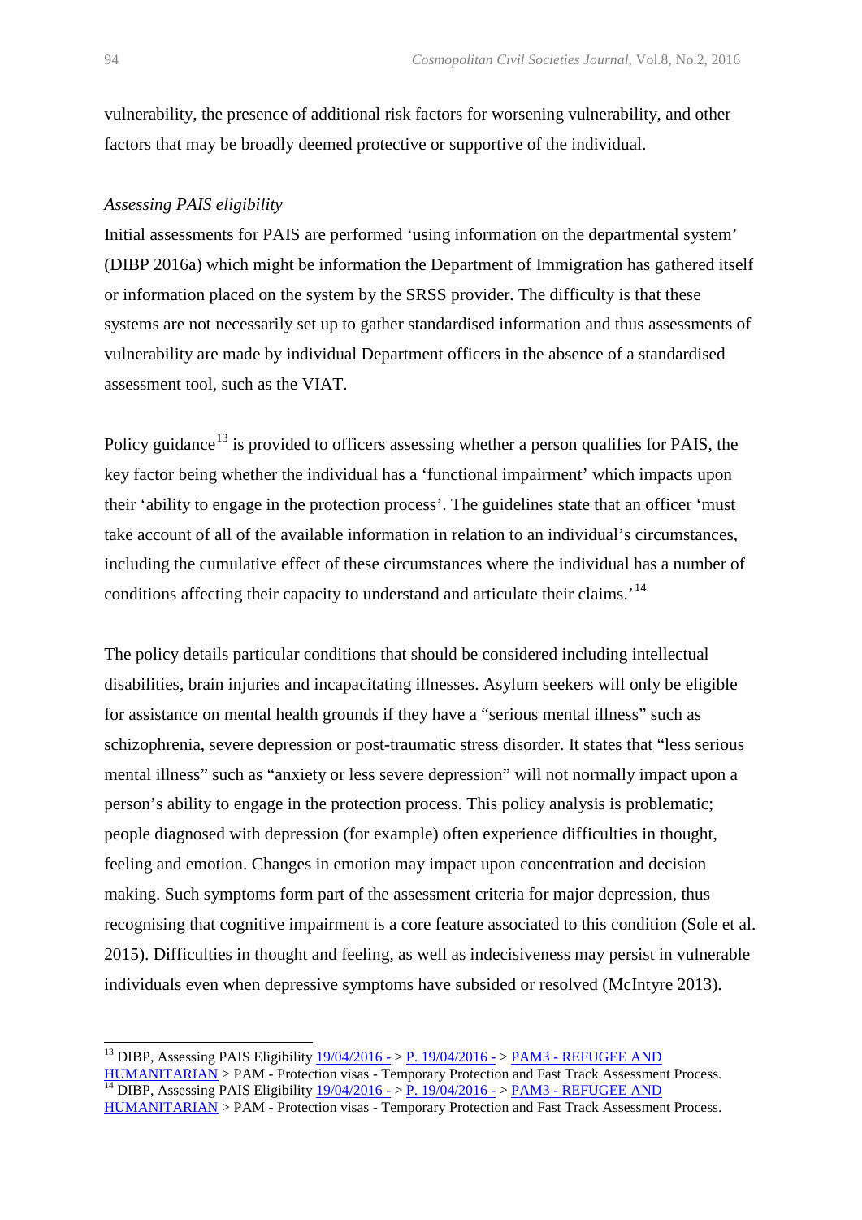vulnerability, the presence of additional risk factors for worsening vulnerability, and other factors that may be broadly deemed protective or supportive of the individual.

*Assessing PAIS eligibility*

Initial assessments for PAIS are performed 'using information on the departmental system' (DIBP 2016a) which might be information the Department of Immigration has gathered itself or information placed on the system by the SRSS provider. The difficulty is that these systems are not necessarily set up to gather standardised information and thus assessments of vulnerability are made by individual Department officers in the absence of a standardised assessment tool, such as the VIAT.

Policy guidance[13] is provided to officers assessing whether a person qualifies for PAIS, the key factor being whether the individual has a 'functional impairment' which impacts upon their 'ability to engage in the protection process'. The guidelines state that an officer 'must take account of all of the available information in relation to an individual's circumstances, including the cumulative effect of these circumstances where the individual has a number of conditions affecting their capacity to understand and articulate their claims.'[14]

The policy details particular conditions that should be considered including intellectual disabilities, brain injuries and incapacitating illnesses. Asylum seekers will only be eligible for assistance on mental health grounds if they have a "serious mental illness" such as schizophrenia, severe depression or post-traumatic stress disorder. It states that "less serious mental illness" such as "anxiety or less severe depression" will not normally impact upon a person's ability to engage in the protection process. This policy analysis is problematic; people diagnosed with depression (for example) often experience difficulties in thought, feeling and emotion. Changes in emotion may impact upon concentration and decision making. Such symptoms form part of the assessment criteria for major depression, thus recognising that cognitive impairment is a core feature associated to this condition (Sole et al. 2015). Difficulties in thought and feeling, as well as indecisiveness may persist in vulnerable individuals even when depressive symptoms have subsided or resolved (McIntyre 2013).

---

[13] DIBP, Assessing PAIS Eligibility 19/04/2016 - > P. 19/04/2016 - > PAM3 - REFUGEE AND HUMANITARIAN > PAM - Protection visas - Temporary Protection and Fast Track Assessment Process.

[14] DIBP, Assessing PAIS Eligibility 19/04/2016 - > P. 19/04/2016 - > PAM3 - REFUGEE AND HUMANITARIAN > PAM - Protection visas - Temporary Protection and Fast Track Assessment Process.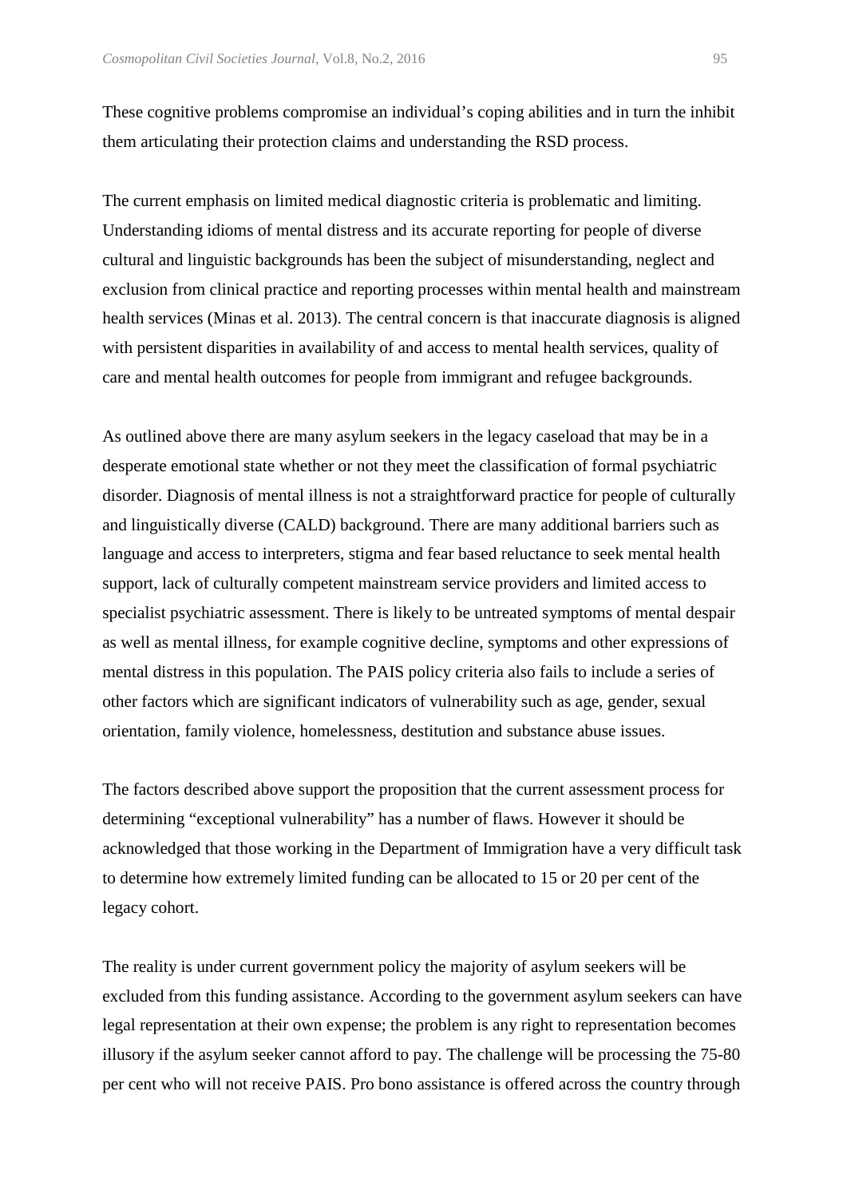These cognitive problems compromise an individual's coping abilities and in turn the inhibit them articulating their protection claims and understanding the RSD process.

The current emphasis on limited medical diagnostic criteria is problematic and limiting. Understanding idioms of mental distress and its accurate reporting for people of diverse cultural and linguistic backgrounds has been the subject of misunderstanding, neglect and exclusion from clinical practice and reporting processes within mental health and mainstream health services (Minas et al. 2013). The central concern is that inaccurate diagnosis is aligned with persistent disparities in availability of and access to mental health services, quality of care and mental health outcomes for people from immigrant and refugee backgrounds.

As outlined above there are many asylum seekers in the legacy caseload that may be in a desperate emotional state whether or not they meet the classification of formal psychiatric disorder. Diagnosis of mental illness is not a straightforward practice for people of culturally and linguistically diverse (CALD) background. There are many additional barriers such as language and access to interpreters, stigma and fear based reluctance to seek mental health support, lack of culturally competent mainstream service providers and limited access to specialist psychiatric assessment. There is likely to be untreated symptoms of mental despair as well as mental illness, for example cognitive decline, symptoms and other expressions of mental distress in this population. The PAIS policy criteria also fails to include a series of other factors which are significant indicators of vulnerability such as age, gender, sexual orientation, family violence, homelessness, destitution and substance abuse issues.

The factors described above support the proposition that the current assessment process for determining "exceptional vulnerability" has a number of flaws. However it should be acknowledged that those working in the Department of Immigration have a very difficult task to determine how extremely limited funding can be allocated to 15 or 20 per cent of the legacy cohort.

The reality is under current government policy the majority of asylum seekers will be excluded from this funding assistance. According to the government asylum seekers can have legal representation at their own expense; the problem is any right to representation becomes illusory if the asylum seeker cannot afford to pay. The challenge will be processing the 75-80 per cent who will not receive PAIS. Pro bono assistance is offered across the country through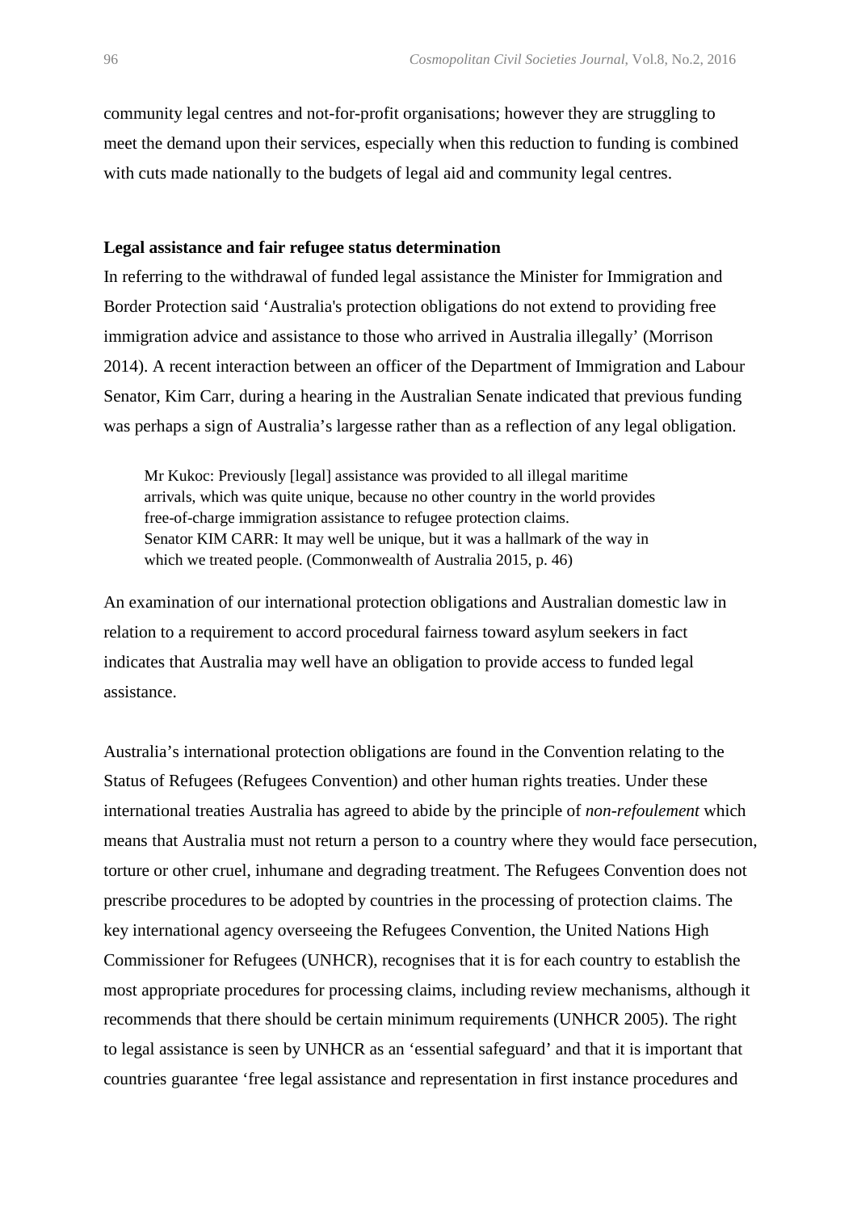community legal centres and not-for-profit organisations; however they are struggling to meet the demand upon their services, especially when this reduction to funding is combined with cuts made nationally to the budgets of legal aid and community legal centres.

**Legal assistance and fair refugee status determination**

In referring to the withdrawal of funded legal assistance the Minister for Immigration and Border Protection said 'Australia's protection obligations do not extend to providing free immigration advice and assistance to those who arrived in Australia illegally' (Morrison 2014). A recent interaction between an officer of the Department of Immigration and Labour Senator, Kim Carr, during a hearing in the Australian Senate indicated that previous funding was perhaps a sign of Australia's largesse rather than as a reflection of any legal obligation.

> Mr Kukoc: Previously [legal] assistance was provided to all illegal maritime arrivals, which was quite unique, because no other country in the world provides free-of-charge immigration assistance to refugee protection claims.
> Senator KIM CARR: It may well be unique, but it was a hallmark of the way in which we treated people. (Commonwealth of Australia 2015, p. 46)

An examination of our international protection obligations and Australian domestic law in relation to a requirement to accord procedural fairness toward asylum seekers in fact indicates that Australia may well have an obligation to provide access to funded legal assistance.

Australia's international protection obligations are found in the Convention relating to the Status of Refugees (Refugees Convention) and other human rights treaties. Under these international treaties Australia has agreed to abide by the principle of *non-refoulement* which means that Australia must not return a person to a country where they would face persecution, torture or other cruel, inhumane and degrading treatment. The Refugees Convention does not prescribe procedures to be adopted by countries in the processing of protection claims. The key international agency overseeing the Refugees Convention, the United Nations High Commissioner for Refugees (UNHCR), recognises that it is for each country to establish the most appropriate procedures for processing claims, including review mechanisms, although it recommends that there should be certain minimum requirements (UNHCR 2005). The right to legal assistance is seen by UNHCR as an 'essential safeguard' and that it is important that countries guarantee 'free legal assistance and representation in first instance procedures and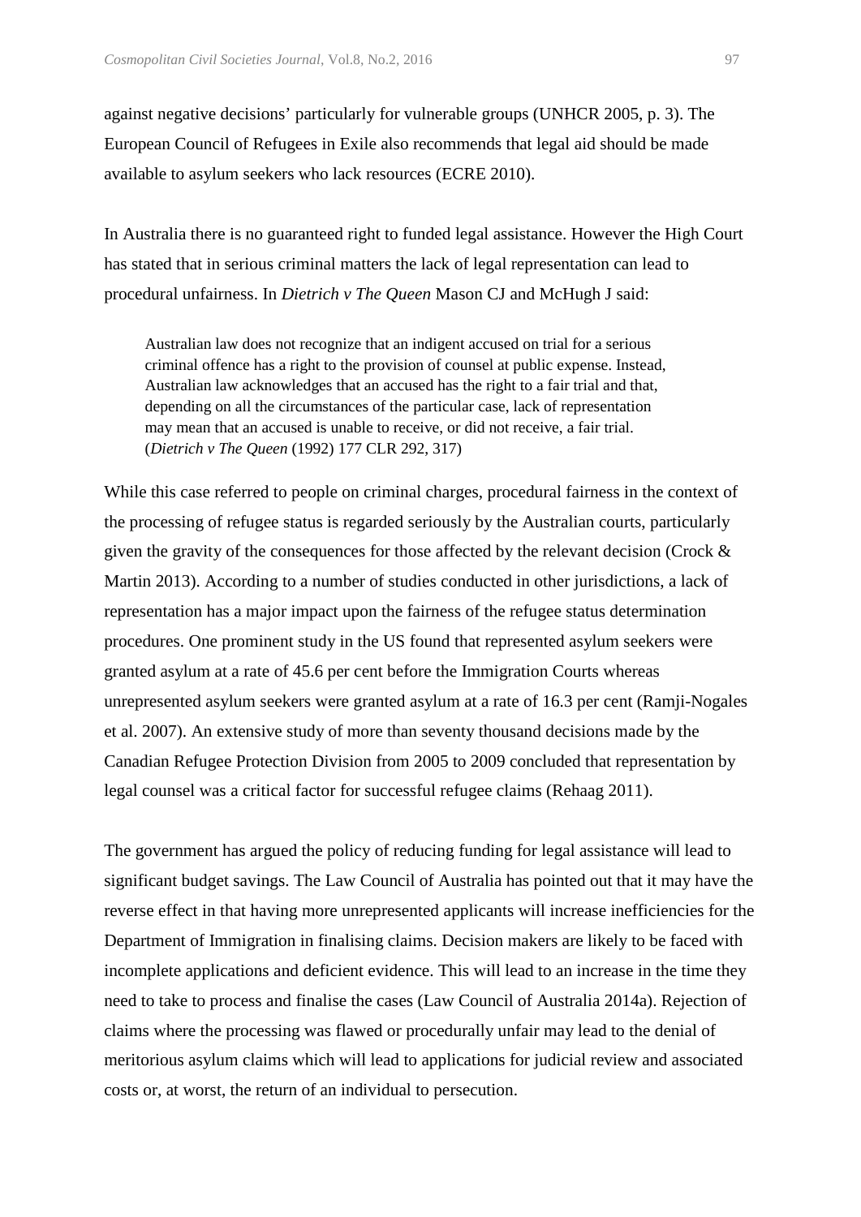against negative decisions' particularly for vulnerable groups (UNHCR 2005, p. 3). The European Council of Refugees in Exile also recommends that legal aid should be made available to asylum seekers who lack resources (ECRE 2010).

In Australia there is no guaranteed right to funded legal assistance. However the High Court has stated that in serious criminal matters the lack of legal representation can lead to procedural unfairness. In *Dietrich v The Queen* Mason CJ and McHugh J said:

> Australian law does not recognize that an indigent accused on trial for a serious criminal offence has a right to the provision of counsel at public expense. Instead, Australian law acknowledges that an accused has the right to a fair trial and that, depending on all the circumstances of the particular case, lack of representation may mean that an accused is unable to receive, or did not receive, a fair trial. (*Dietrich v The Queen* (1992) 177 CLR 292, 317)

While this case referred to people on criminal charges, procedural fairness in the context of the processing of refugee status is regarded seriously by the Australian courts, particularly given the gravity of the consequences for those affected by the relevant decision (Crock & Martin 2013). According to a number of studies conducted in other jurisdictions, a lack of representation has a major impact upon the fairness of the refugee status determination procedures. One prominent study in the US found that represented asylum seekers were granted asylum at a rate of 45.6 per cent before the Immigration Courts whereas unrepresented asylum seekers were granted asylum at a rate of 16.3 per cent (Ramji-Nogales et al. 2007). An extensive study of more than seventy thousand decisions made by the Canadian Refugee Protection Division from 2005 to 2009 concluded that representation by legal counsel was a critical factor for successful refugee claims (Rehaag 2011).

The government has argued the policy of reducing funding for legal assistance will lead to significant budget savings. The Law Council of Australia has pointed out that it may have the reverse effect in that having more unrepresented applicants will increase inefficiencies for the Department of Immigration in finalising claims. Decision makers are likely to be faced with incomplete applications and deficient evidence. This will lead to an increase in the time they need to take to process and finalise the cases (Law Council of Australia 2014a). Rejection of claims where the processing was flawed or procedurally unfair may lead to the denial of meritorious asylum claims which will lead to applications for judicial review and associated costs or, at worst, the return of an individual to persecution.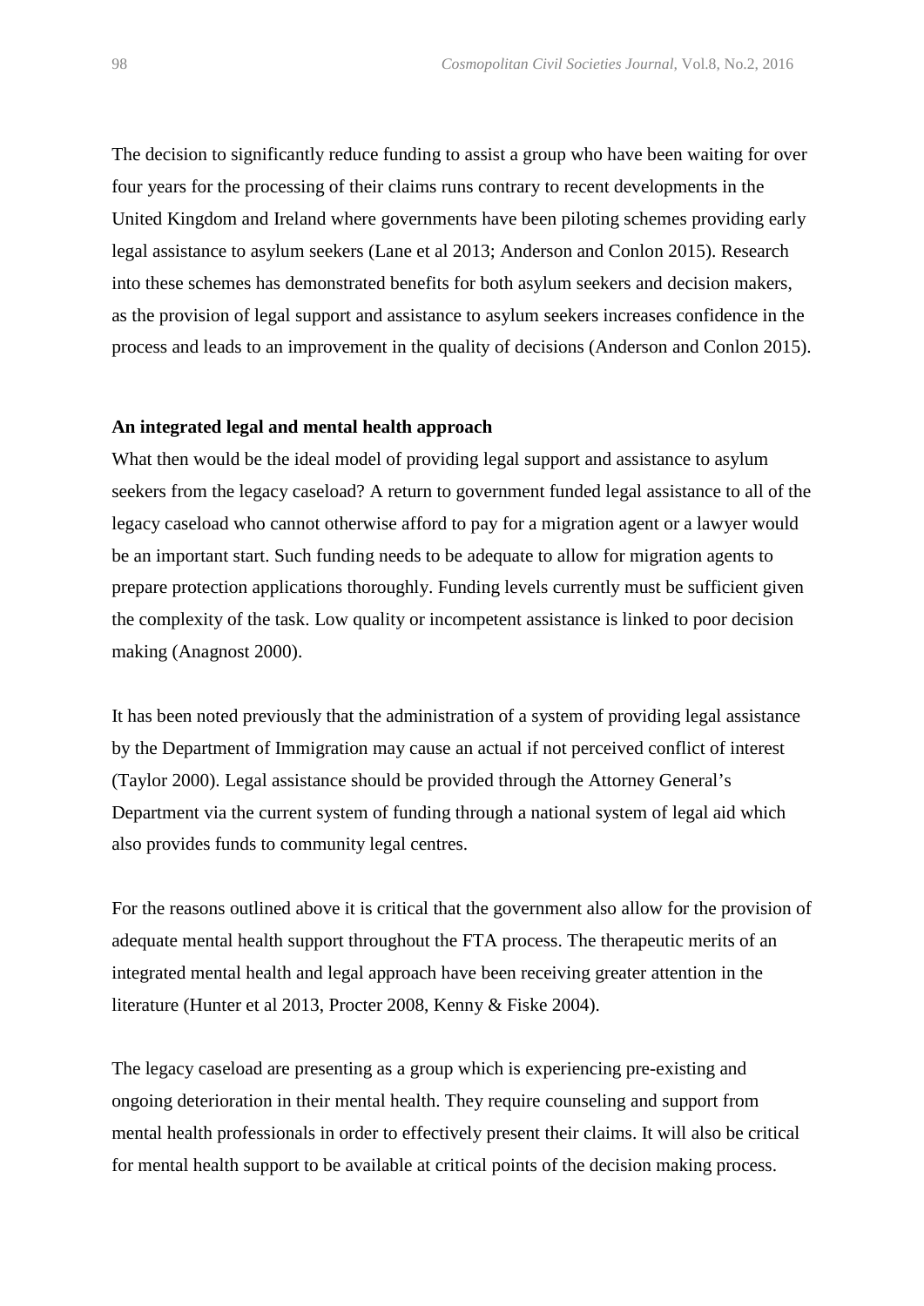The decision to significantly reduce funding to assist a group who have been waiting for over four years for the processing of their claims runs contrary to recent developments in the United Kingdom and Ireland where governments have been piloting schemes providing early legal assistance to asylum seekers (Lane et al 2013; Anderson and Conlon 2015). Research into these schemes has demonstrated benefits for both asylum seekers and decision makers, as the provision of legal support and assistance to asylum seekers increases confidence in the process and leads to an improvement in the quality of decisions (Anderson and Conlon 2015).

**An integrated legal and mental health approach**

What then would be the ideal model of providing legal support and assistance to asylum seekers from the legacy caseload? A return to government funded legal assistance to all of the legacy caseload who cannot otherwise afford to pay for a migration agent or a lawyer would be an important start. Such funding needs to be adequate to allow for migration agents to prepare protection applications thoroughly. Funding levels currently must be sufficient given the complexity of the task. Low quality or incompetent assistance is linked to poor decision making (Anagnost 2000).

It has been noted previously that the administration of a system of providing legal assistance by the Department of Immigration may cause an actual if not perceived conflict of interest (Taylor 2000). Legal assistance should be provided through the Attorney General's Department via the current system of funding through a national system of legal aid which also provides funds to community legal centres.

For the reasons outlined above it is critical that the government also allow for the provision of adequate mental health support throughout the FTA process. The therapeutic merits of an integrated mental health and legal approach have been receiving greater attention in the literature (Hunter et al 2013, Procter 2008, Kenny & Fiske 2004).

The legacy caseload are presenting as a group which is experiencing pre-existing and ongoing deterioration in their mental health. They require counseling and support from mental health professionals in order to effectively present their claims. It will also be critical for mental health support to be available at critical points of the decision making process.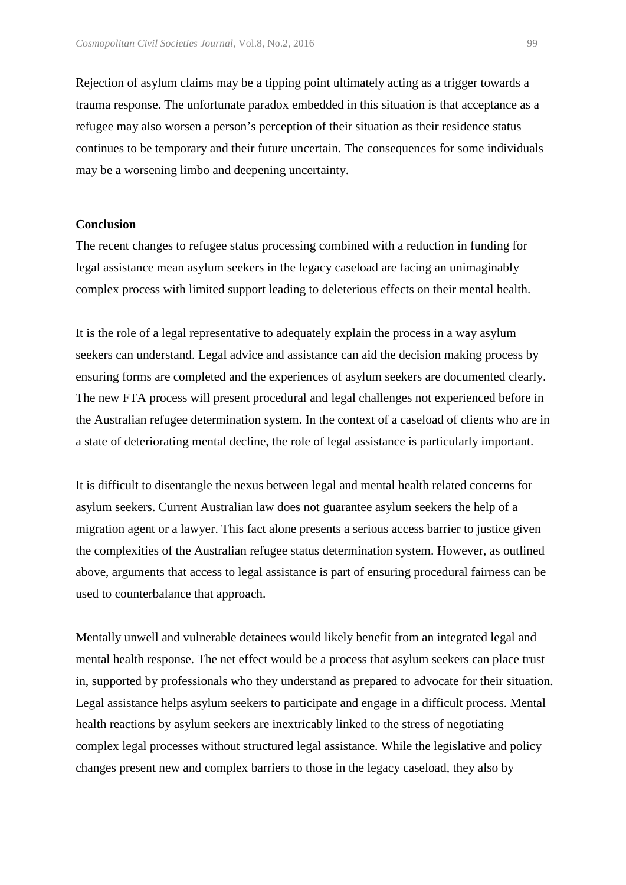Rejection of asylum claims may be a tipping point ultimately acting as a trigger towards a trauma response. The unfortunate paradox embedded in this situation is that acceptance as a refugee may also worsen a person's perception of their situation as their residence status continues to be temporary and their future uncertain. The consequences for some individuals may be a worsening limbo and deepening uncertainty.

## Conclusion

The recent changes to refugee status processing combined with a reduction in funding for legal assistance mean asylum seekers in the legacy caseload are facing an unimaginably complex process with limited support leading to deleterious effects on their mental health.

It is the role of a legal representative to adequately explain the process in a way asylum seekers can understand. Legal advice and assistance can aid the decision making process by ensuring forms are completed and the experiences of asylum seekers are documented clearly. The new FTA process will present procedural and legal challenges not experienced before in the Australian refugee determination system. In the context of a caseload of clients who are in a state of deteriorating mental decline, the role of legal assistance is particularly important.

It is difficult to disentangle the nexus between legal and mental health related concerns for asylum seekers. Current Australian law does not guarantee asylum seekers the help of a migration agent or a lawyer. This fact alone presents a serious access barrier to justice given the complexities of the Australian refugee status determination system. However, as outlined above, arguments that access to legal assistance is part of ensuring procedural fairness can be used to counterbalance that approach.

Mentally unwell and vulnerable detainees would likely benefit from an integrated legal and mental health response. The net effect would be a process that asylum seekers can place trust in, supported by professionals who they understand as prepared to advocate for their situation. Legal assistance helps asylum seekers to participate and engage in a difficult process. Mental health reactions by asylum seekers are inextricably linked to the stress of negotiating complex legal processes without structured legal assistance. While the legislative and policy changes present new and complex barriers to those in the legacy caseload, they also by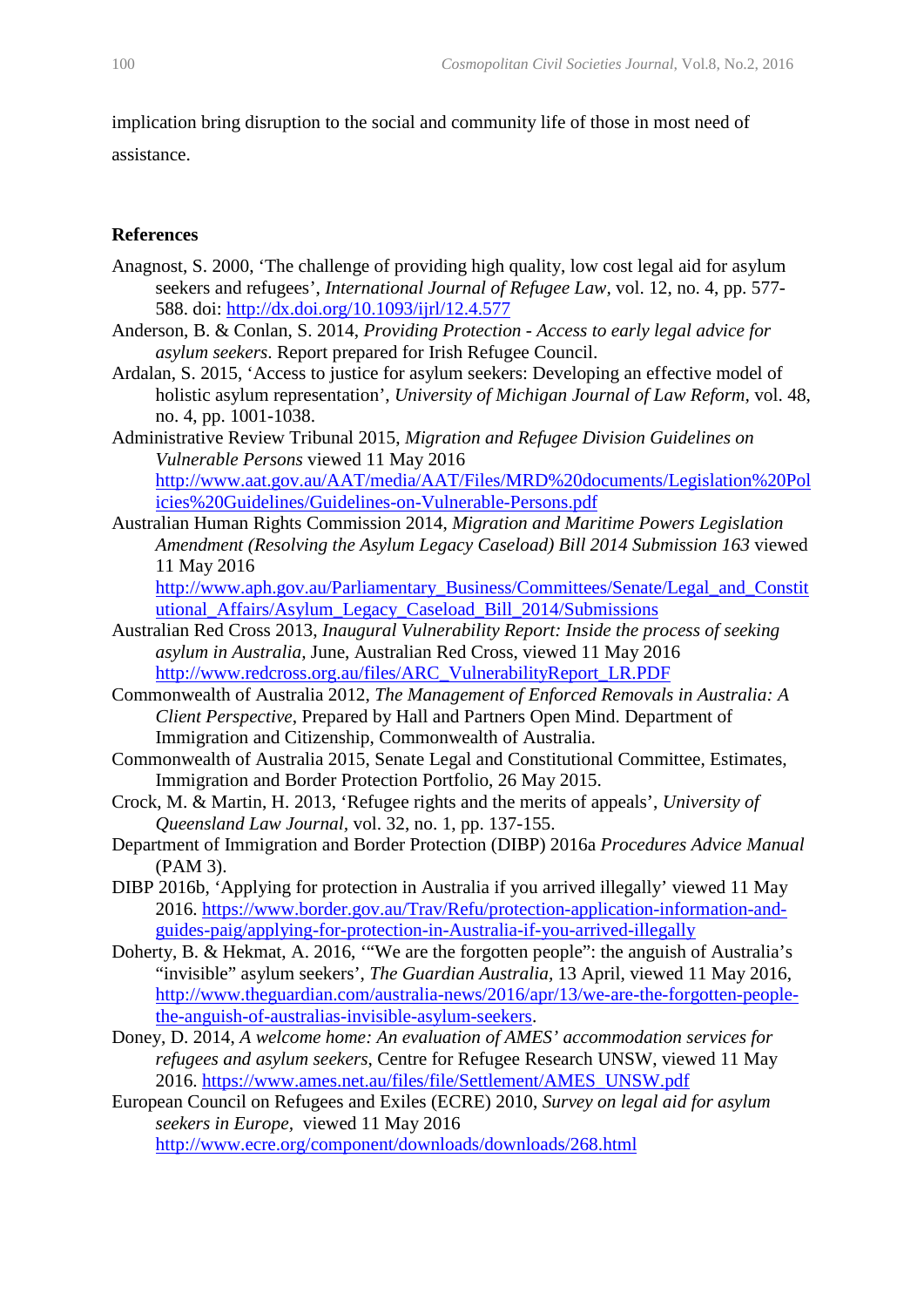implication bring disruption to the social and community life of those in most need of assistance.

## References

Anagnost, S. 2000, 'The challenge of providing high quality, low cost legal aid for asylum seekers and refugees', *International Journal of Refugee Law*, vol. 12, no. 4, pp. 577-588. doi: http://dx.doi.org/10.1093/ijrl/12.4.577

Anderson, B. & Conlan, S. 2014, *Providing Protection - Access to early legal advice for asylum seekers*. Report prepared for Irish Refugee Council.

Ardalan, S. 2015, 'Access to justice for asylum seekers: Developing an effective model of holistic asylum representation', *University of Michigan Journal of Law Reform*, vol. 48, no. 4, pp. 1001-1038.

Administrative Review Tribunal 2015, *Migration and Refugee Division Guidelines on Vulnerable Persons* viewed 11 May 2016 http://www.aat.gov.au/AAT/media/AAT/Files/MRD%20documents/Legislation%20Policies%20Guidelines/Guidelines-on-Vulnerable-Persons.pdf

Australian Human Rights Commission 2014, *Migration and Maritime Powers Legislation Amendment (Resolving the Asylum Legacy Caseload) Bill 2014 Submission 163* viewed 11 May 2016 http://www.aph.gov.au/Parliamentary_Business/Committees/Senate/Legal_and_Constitutional_Affairs/Asylum_Legacy_Caseload_Bill_2014/Submissions

Australian Red Cross 2013, *Inaugural Vulnerability Report: Inside the process of seeking asylum in Australia*, June, Australian Red Cross, viewed 11 May 2016 http://www.redcross.org.au/files/ARC_VulnerabilityReport_LR.PDF

Commonwealth of Australia 2012, *The Management of Enforced Removals in Australia: A Client Perspective*, Prepared by Hall and Partners Open Mind. Department of Immigration and Citizenship, Commonwealth of Australia.

Commonwealth of Australia 2015, Senate Legal and Constitutional Committee, Estimates, Immigration and Border Protection Portfolio, 26 May 2015.

Crock, M. & Martin, H. 2013, 'Refugee rights and the merits of appeals', *University of Queensland Law Journal*, vol. 32, no. 1, pp. 137-155.

Department of Immigration and Border Protection (DIBP) 2016a *Procedures Advice Manual* (PAM 3).

DIBP 2016b, 'Applying for protection in Australia if you arrived illegally' viewed 11 May 2016. https://www.border.gov.au/Trav/Refu/protection-application-information-and-guides-paig/applying-for-protection-in-Australia-if-you-arrived-illegally

Doherty, B. & Hekmat, A. 2016, '"We are the forgotten people": the anguish of Australia's "invisible" asylum seekers', *The Guardian Australia*, 13 April, viewed 11 May 2016, http://www.theguardian.com/australia-news/2016/apr/13/we-are-the-forgotten-people-the-anguish-of-australias-invisible-asylum-seekers.

Doney, D. 2014, *A welcome home: An evaluation of AMES' accommodation services for refugees and asylum seekers*, Centre for Refugee Research UNSW, viewed 11 May 2016. https://www.ames.net.au/files/file/Settlement/AMES_UNSW.pdf

European Council on Refugees and Exiles (ECRE) 2010, *Survey on legal aid for asylum seekers in Europe*, viewed 11 May 2016 http://www.ecre.org/component/downloads/downloads/268.html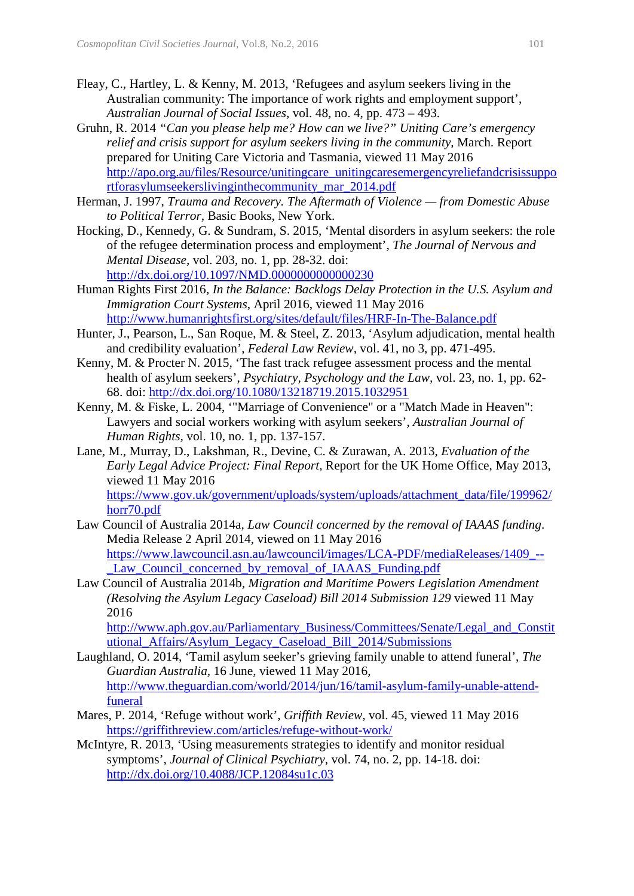Fleay, C., Hartley, L. & Kenny, M. 2013, 'Refugees and asylum seekers living in the Australian community: The importance of work rights and employment support', *Australian Journal of Social Issues*, vol. 48, no. 4, pp. 473 – 493.

Gruhn, R. 2014 *"Can you please help me? How can we live?" Uniting Care's emergency relief and crisis support for asylum seekers living in the community*, March. Report prepared for Uniting Care Victoria and Tasmania, viewed 11 May 2016 http://apo.org.au/files/Resource/unitingcare_unitingcaresemergencyreliefandcrisissupportforasylumseekerslivinginthecommunity_mar_2014.pdf

Herman, J. 1997, *Trauma and Recovery. The Aftermath of Violence — from Domestic Abuse to Political Terror*, Basic Books, New York.

Hocking, D., Kennedy, G. & Sundram, S. 2015, 'Mental disorders in asylum seekers: the role of the refugee determination process and employment', *The Journal of Nervous and Mental Disease*, vol. 203, no. 1, pp. 28-32. doi: http://dx.doi.org/10.1097/NMD.0000000000000230

Human Rights First 2016, *In the Balance: Backlogs Delay Protection in the U.S. Asylum and Immigration Court Systems*, April 2016, viewed 11 May 2016 http://www.humanrightsfirst.org/sites/default/files/HRF-In-The-Balance.pdf

Hunter, J., Pearson, L., San Roque, M. & Steel, Z. 2013, 'Asylum adjudication, mental health and credibility evaluation', *Federal Law Review*, vol. 41, no 3, pp. 471-495.

Kenny, M. & Procter N. 2015, 'The fast track refugee assessment process and the mental health of asylum seekers', *Psychiatry, Psychology and the Law*, vol. 23, no. 1, pp. 62-68. doi: http://dx.doi.org/10.1080/13218719.2015.1032951

Kenny, M. & Fiske, L. 2004, '"Marriage of Convenience" or a "Match Made in Heaven": Lawyers and social workers working with asylum seekers', *Australian Journal of Human Rights*, vol. 10, no. 1, pp. 137-157.

Lane, M., Murray, D., Lakshman, R., Devine, C. & Zurawan, A. 2013, *Evaluation of the Early Legal Advice Project: Final Report*, Report for the UK Home Office, May 2013, viewed 11 May 2016 https://www.gov.uk/government/uploads/system/uploads/attachment_data/file/199962/horr70.pdf

Law Council of Australia 2014a, *Law Council concerned by the removal of IAAAS funding*. Media Release 2 April 2014, viewed on 11 May 2016 https://www.lawcouncil.asn.au/lawcouncil/images/LCA-PDF/mediaReleases/1409_--_Law_Council_concerned_by_removal_of_IAAAS_Funding.pdf

Law Council of Australia 2014b, *Migration and Maritime Powers Legislation Amendment (Resolving the Asylum Legacy Caseload) Bill 2014 Submission 129* viewed 11 May 2016 http://www.aph.gov.au/Parliamentary_Business/Committees/Senate/Legal_and_Constitutional_Affairs/Asylum_Legacy_Caseload_Bill_2014/Submissions

Laughland, O. 2014, 'Tamil asylum seeker's grieving family unable to attend funeral', *The Guardian Australia*, 16 June, viewed 11 May 2016, http://www.theguardian.com/world/2014/jun/16/tamil-asylum-family-unable-attend-funeral

Mares, P. 2014, 'Refuge without work', *Griffith Review*, vol. 45, viewed 11 May 2016 https://griffithreview.com/articles/refuge-without-work/

McIntyre, R. 2013, 'Using measurements strategies to identify and monitor residual symptoms', *Journal of Clinical Psychiatry*, vol. 74, no. 2, pp. 14-18. doi: http://dx.doi.org/10.4088/JCP.12084su1c.03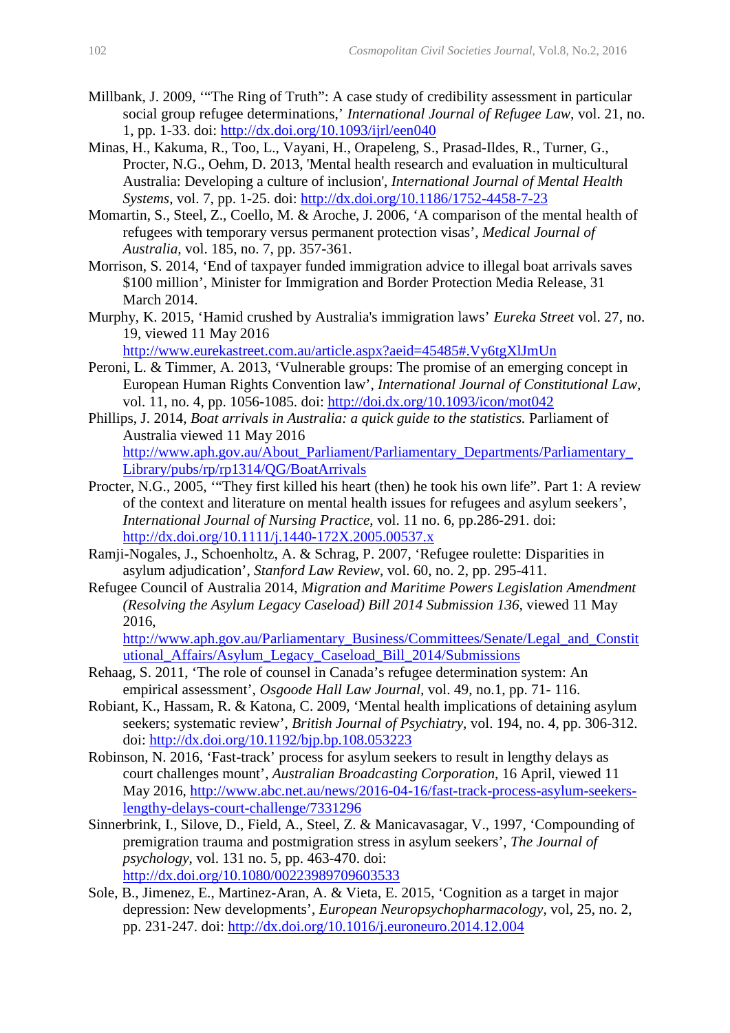Millbank, J. 2009, '"The Ring of Truth": A case study of credibility assessment in particular social group refugee determinations,' *International Journal of Refugee Law*, vol. 21, no. 1, pp. 1-33. doi: http://dx.doi.org/10.1093/ijrl/een040

Minas, H., Kakuma, R., Too, L., Vayani, H., Orapeleng, S., Prasad-Ildes, R., Turner, G., Procter, N.G., Oehm, D. 2013, 'Mental health research and evaluation in multicultural Australia: Developing a culture of inclusion', *International Journal of Mental Health Systems*, vol. 7, pp. 1-25. doi: http://dx.doi.org/10.1186/1752-4458-7-23

Momartin, S., Steel, Z., Coello, M. & Aroche, J. 2006, 'A comparison of the mental health of refugees with temporary versus permanent protection visas', *Medical Journal of Australia*, vol. 185, no. 7, pp. 357-361.

Morrison, S. 2014, 'End of taxpayer funded immigration advice to illegal boat arrivals saves $100 million', Minister for Immigration and Border Protection Media Release, 31 March 2014.

Murphy, K. 2015, 'Hamid crushed by Australia's immigration laws' *Eureka Street* vol. 27, no. 19, viewed 11 May 2016 http://www.eurekastreet.com.au/article.aspx?aeid=45485#.Vy6tgXlJmUn

Peroni, L. & Timmer, A. 2013, 'Vulnerable groups: The promise of an emerging concept in European Human Rights Convention law', *International Journal of Constitutional Law*, vol. 11, no. 4, pp. 1056-1085. doi: http://doi.dx.doi.org/10.1093/icon/mot042

Phillips, J. 2014, *Boat arrivals in Australia: a quick guide to the statistics.* Parliament of Australia viewed 11 May 2016 http://www.aph.gov.au/About_Parliament/Parliamentary_Departments/Parliamentary_Library/pubs/rp/rp1314/QG/BoatArrivals

Procter, N.G., 2005, '"They first killed his heart (then) he took his own life". Part 1: A review of the context and literature on mental health issues for refugees and asylum seekers', *International Journal of Nursing Practice*, vol. 11 no. 6, pp.286-291. doi: http://dx.doi.org/10.1111/j.1440-172X.2005.00537.x

Ramji-Nogales, J., Schoenholtz, A. & Schrag, P. 2007, 'Refugee roulette: Disparities in asylum adjudication', *Stanford Law Review*, vol. 60, no. 2, pp. 295-411.

Refugee Council of Australia 2014, *Migration and Maritime Powers Legislation Amendment (Resolving the Asylum Legacy Caseload) Bill 2014 Submission 136,* viewed 11 May 2016, http://www.aph.gov.au/Parliamentary_Business/Committees/Senate/Legal_and_Constitutional_Affairs/Asylum_Legacy_Caseload_Bill_2014/Submissions

Rehaag, S. 2011, 'The role of counsel in Canada's refugee determination system: An empirical assessment', *Osgoode Hall Law Journal*, vol. 49, no.1, pp. 71- 116.

Robiant, K., Hassam, R. & Katona, C. 2009, 'Mental health implications of detaining asylum seekers; systematic review', *British Journal of Psychiatry*, vol. 194, no. 4, pp. 306-312. doi: http://dx.doi.org/10.1192/bjp.bp.108.053223

Robinson, N. 2016, 'Fast-track' process for asylum seekers to result in lengthy delays as court challenges mount', *Australian Broadcasting Corporation*, 16 April, viewed 11 May 2016, http://www.abc.net.au/news/2016-04-16/fast-track-process-asylum-seekers-lengthy-delays-court-challenge/7331296

Sinnerbrink, I., Silove, D., Field, A., Steel, Z. & Manicavasagar, V., 1997, 'Compounding of premigration trauma and postmigration stress in asylum seekers', *The Journal of psychology*, vol. 131 no. 5, pp. 463-470. doi: http://dx.doi.org/10.1080/00223989709603533

Sole, B., Jimenez, E., Martinez-Aran, A. & Vieta, E. 2015, 'Cognition as a target in major depression: New developments', *European Neuropsychopharmacology*, vol, 25, no. 2, pp. 231-247. doi: http://dx.doi.org/10.1016/j.euroneuro.2014.12.004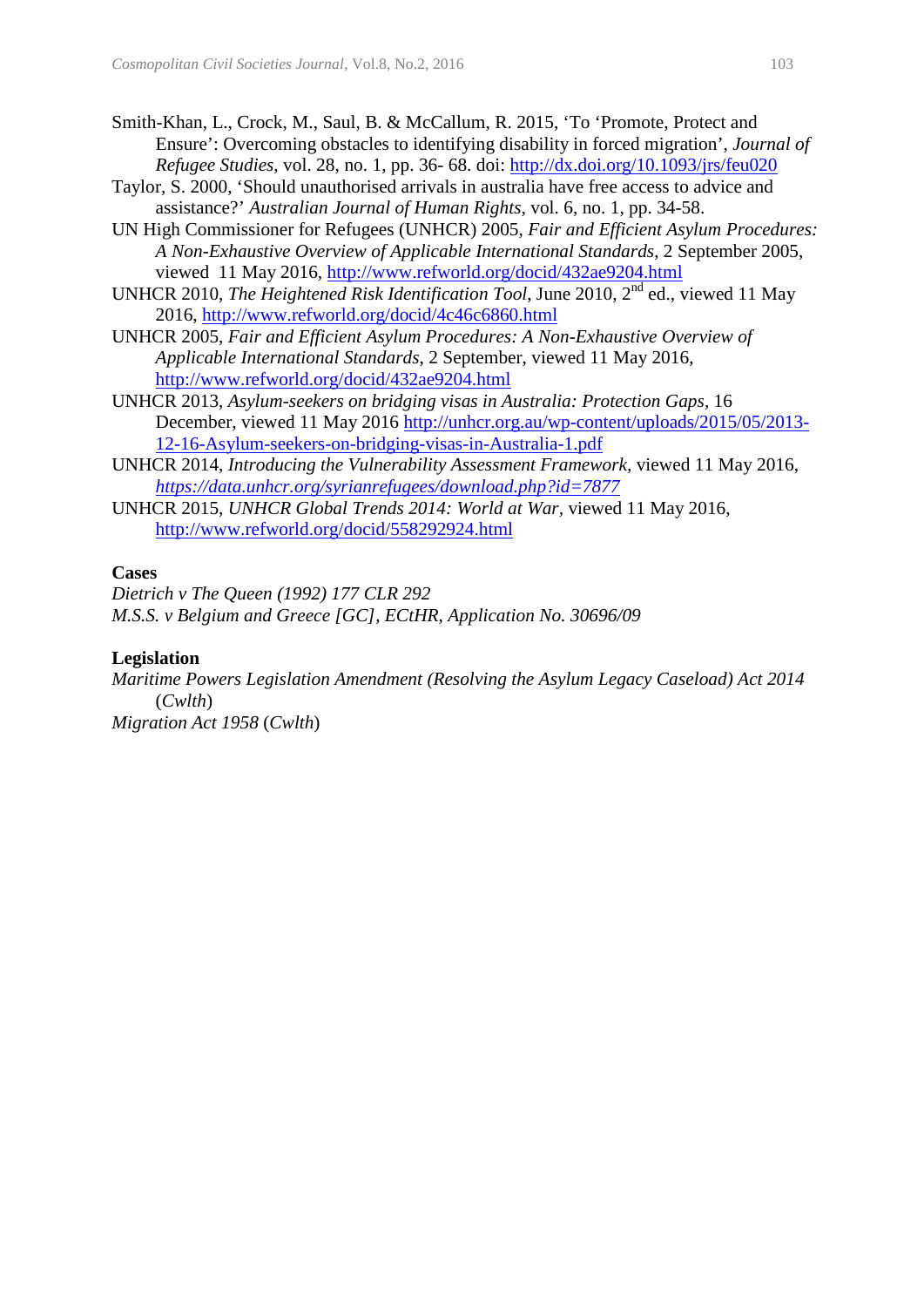Smith-Khan, L., Crock, M., Saul, B. & McCallum, R. 2015, 'To 'Promote, Protect and Ensure': Overcoming obstacles to identifying disability in forced migration', *Journal of Refugee Studies*, vol. 28, no. 1, pp. 36- 68. doi: http://dx.doi.org/10.1093/jrs/feu020

Taylor, S. 2000, 'Should unauthorised arrivals in australia have free access to advice and assistance?' *Australian Journal of Human Rights*, vol. 6, no. 1, pp. 34-58.

UN High Commissioner for Refugees (UNHCR) 2005, *Fair and Efficient Asylum Procedures: A Non-Exhaustive Overview of Applicable International Standards*, 2 September 2005, viewed 11 May 2016, http://www.refworld.org/docid/432ae9204.html

UNHCR 2010, *The Heightened Risk Identification Tool*, June 2010, 2nd ed., viewed 11 May 2016, http://www.refworld.org/docid/4c46c6860.html

UNHCR 2005, *Fair and Efficient Asylum Procedures: A Non-Exhaustive Overview of Applicable International Standards*, 2 September, viewed 11 May 2016, http://www.refworld.org/docid/432ae9204.html

UNHCR 2013, *Asylum-seekers on bridging visas in Australia: Protection Gaps*, 16 December, viewed 11 May 2016 http://unhcr.org.au/wp-content/uploads/2015/05/2013-12-16-Asylum-seekers-on-bridging-visas-in-Australia-1.pdf

UNHCR 2014, *Introducing the Vulnerability Assessment Framework*, viewed 11 May 2016, *https://data.unhcr.org/syrianrefugees/download.php?id=7877*

UNHCR 2015, *UNHCR Global Trends 2014: World at War*, viewed 11 May 2016, http://www.refworld.org/docid/558292924.html

**Cases**

*Dietrich v The Queen (1992) 177 CLR 292*

*M.S.S. v Belgium and Greece [GC], ECtHR, Application No. 30696/09*

**Legislation**

*Maritime Powers Legislation Amendment (Resolving the Asylum Legacy Caseload) Act 2014* (*Cwlth*)

*Migration Act 1958* (*Cwlth*)